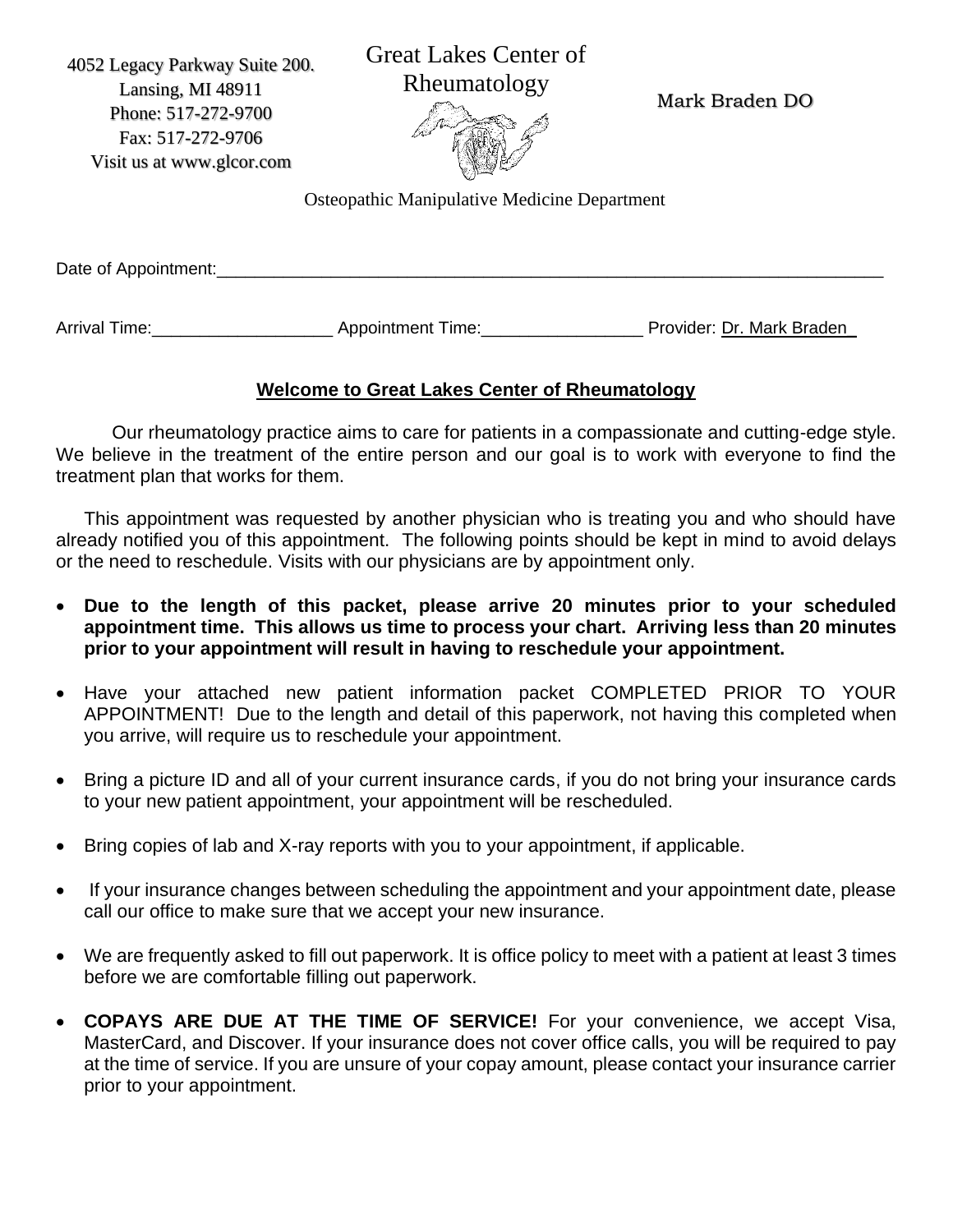4052 Legacy Parkway Suite 200.
Lansing, MI 48911
Phone: 517-272-9700
Fax: 517-272-9706
Visit us at www.glcor.com

# Great Lakes Center of Rheumatology

Mark Braden DO

Osteopathic Manipulative Medicine Department

Date of Appointment:_______________________________________________

Arrival Time:___________________ Appointment Time:_________________ Provider: Dr. Mark Braden

## Welcome to Great Lakes Center of Rheumatology

Our rheumatology practice aims to care for patients in a compassionate and cutting-edge style. We believe in the treatment of the entire person and our goal is to work with everyone to find the treatment plan that works for them.

This appointment was requested by another physician who is treating you and who should have already notified you of this appointment. The following points should be kept in mind to avoid delays or the need to reschedule. Visits with our physicians are by appointment only.

- **Due to the length of this packet, please arrive 20 minutes prior to your scheduled appointment time. This allows us time to process your chart. Arriving less than 20 minutes prior to your appointment will result in having to reschedule your appointment.**
- Have your attached new patient information packet COMPLETED PRIOR TO YOUR APPOINTMENT! Due to the length and detail of this paperwork, not having this completed when you arrive, will require us to reschedule your appointment.
- Bring a picture ID and all of your current insurance cards, if you do not bring your insurance cards to your new patient appointment, your appointment will be rescheduled.
- Bring copies of lab and X-ray reports with you to your appointment, if applicable.
- If your insurance changes between scheduling the appointment and your appointment date, please call our office to make sure that we accept your new insurance.
- We are frequently asked to fill out paperwork. It is office policy to meet with a patient at least 3 times before we are comfortable filling out paperwork.
- **COPAYS ARE DUE AT THE TIME OF SERVICE!** For your convenience, we accept Visa, MasterCard, and Discover. If your insurance does not cover office calls, you will be required to pay at the time of service. If you are unsure of your copay amount, please contact your insurance carrier prior to your appointment.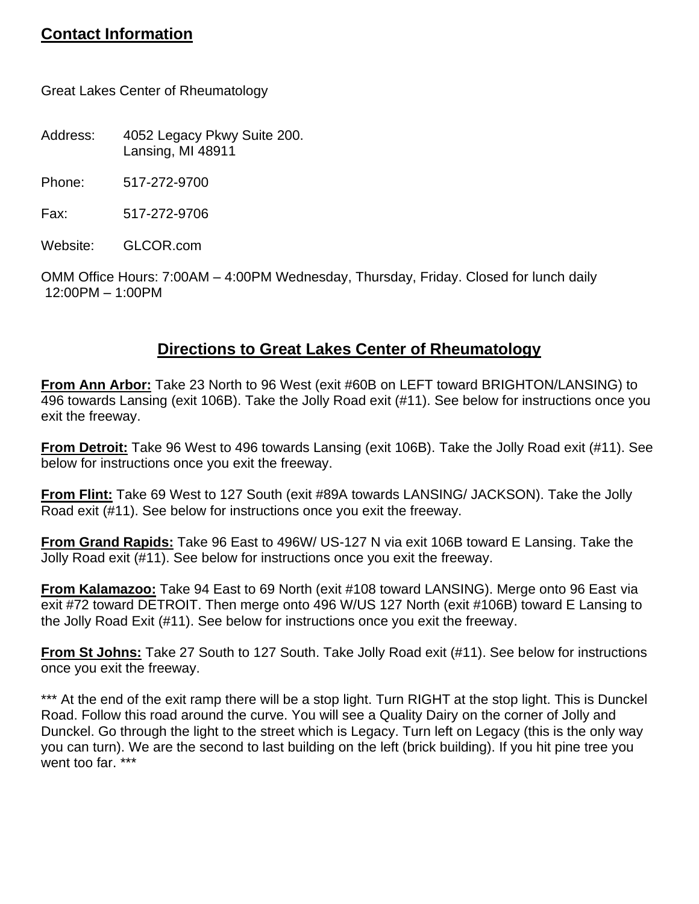## Contact Information

Great Lakes Center of Rheumatology

Address: 4052 Legacy Pkwy Suite 200.
Lansing, MI 48911

Phone: 517-272-9700

Fax: 517-272-9706

Website: GLCOR.com

OMM Office Hours: 7:00AM – 4:00PM Wednesday, Thursday, Friday. Closed for lunch daily 12:00PM – 1:00PM

## Directions to Great Lakes Center of Rheumatology

**From Ann Arbor:** Take 23 North to 96 West (exit #60B on LEFT toward BRIGHTON/LANSING) to 496 towards Lansing (exit 106B). Take the Jolly Road exit (#11). See below for instructions once you exit the freeway.

**From Detroit:** Take 96 West to 496 towards Lansing (exit 106B). Take the Jolly Road exit (#11). See below for instructions once you exit the freeway.

**From Flint:** Take 69 West to 127 South (exit #89A towards LANSING/ JACKSON). Take the Jolly Road exit (#11). See below for instructions once you exit the freeway.

**From Grand Rapids:** Take 96 East to 496W/ US-127 N via exit 106B toward E Lansing. Take the Jolly Road exit (#11). See below for instructions once you exit the freeway.

**From Kalamazoo:** Take 94 East to 69 North (exit #108 toward LANSING). Merge onto 96 East via exit #72 toward DETROIT. Then merge onto 496 W/US 127 North (exit #106B) toward E Lansing to the Jolly Road Exit (#11). See below for instructions once you exit the freeway.

**From St Johns:** Take 27 South to 127 South. Take Jolly Road exit (#11). See below for instructions once you exit the freeway.

*** At the end of the exit ramp there will be a stop light. Turn RIGHT at the stop light. This is Dunckel Road. Follow this road around the curve. You will see a Quality Dairy on the corner of Jolly and Dunckel. Go through the light to the street which is Legacy. Turn left on Legacy (this is the only way you can turn). We are the second to last building on the left (brick building). If you hit pine tree you went too far. ***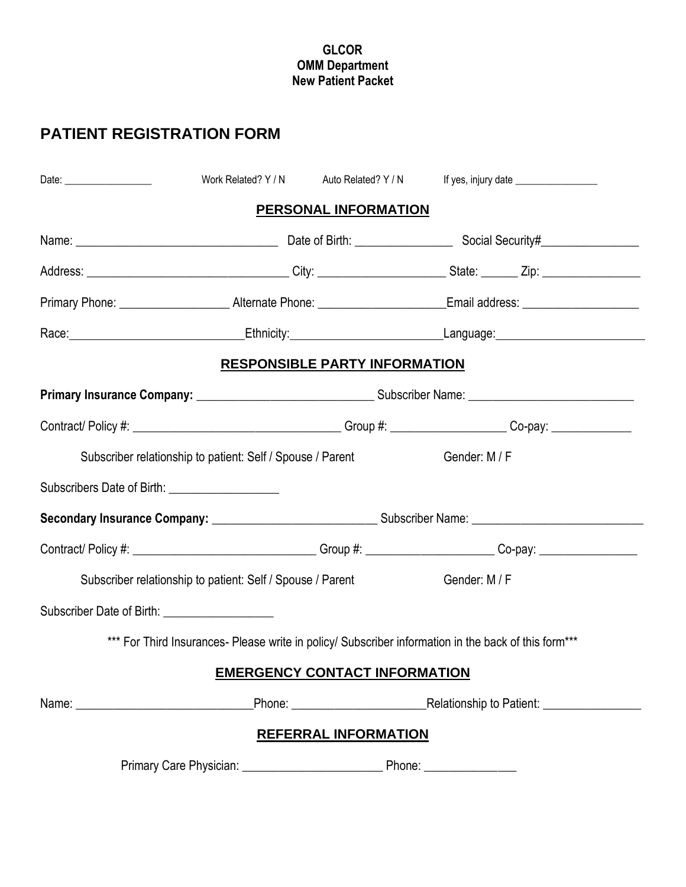**GLCOR**
**OMM Department**
**New Patient Packet**

# PATIENT REGISTRATION FORM

Date: _________________ Work Related? Y / N Auto Related? Y / N If yes, injury date ________________

## PERSONAL INFORMATION

Name: _________________________________ Date of Birth: ________________ Social Security#________________

Address: _________________________________ City: ____________________ State: ______ Zip: ________________

Primary Phone: _________________ Alternate Phone: ____________________Email address: ___________________

Race:___________________________Ethnicity:_______________________Language:_______________________

## RESPONSIBLE PARTY INFORMATION

**Primary Insurance Company:** ____________________________ Subscriber Name: __________________________

Contract/ Policy #: _________________________________ Group #: __________________ Co-pay: _____________

Subscriber relationship to patient: Self / Spouse / Parent Gender: M / F

Subscribers Date of Birth: __________________

**Secondary Insurance Company:** __________________________ Subscriber Name: ___________________________

Contract/ Policy #: _____________________________ Group #: ____________________ Co-pay: ________________

Subscriber relationship to patient: Self / Spouse / Parent Gender: M / F

Subscriber Date of Birth: _________________

*** For Third Insurances- Please write in policy/ Subscriber information in the back of this form***

## EMERGENCY CONTACT INFORMATION

Name: ____________________________Phone: _____________________Relationship to Patient: ________________

## REFERRAL INFORMATION

Primary Care Physician: ______________________ Phone: _______________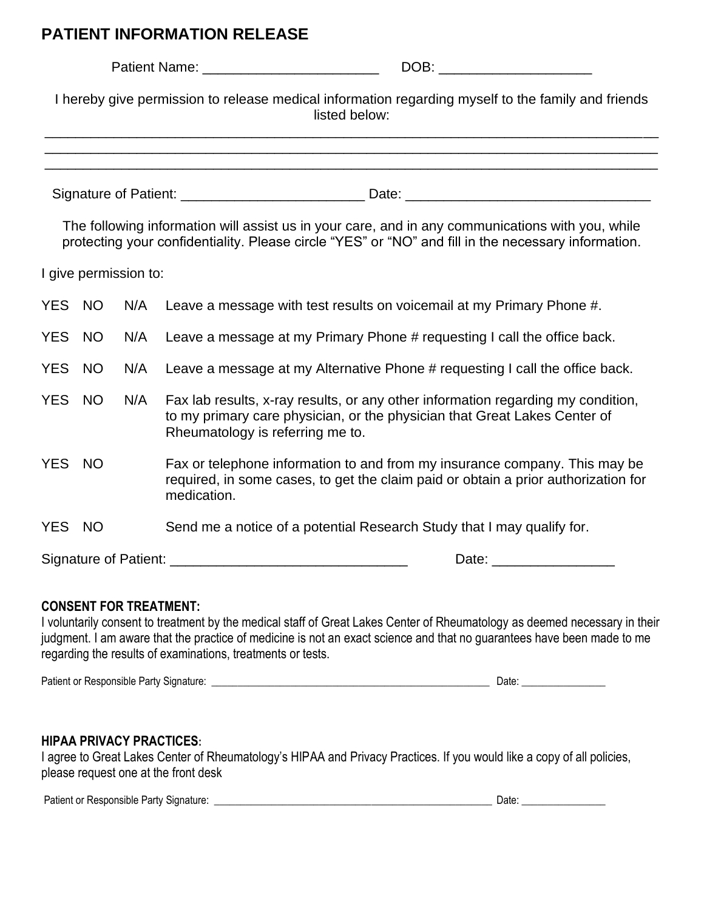# PATIENT INFORMATION RELEASE

Patient Name: ______________________ DOB: ___________________

I hereby give permission to release medical information regarding myself to the family and friends listed below:

_______________________________________________________________________________

_______________________________________________________________________________

_______________________________________________________________________________

Signature of Patient: _______________________ Date: ______________________________

The following information will assist us in your care, and in any communications with you, while protecting your confidentiality. Please circle "YES" or "NO" and fill in the necessary information.

I give permission to:

YES NO N/A Leave a message with test results on voicemail at my Primary Phone #.

YES NO N/A Leave a message at my Primary Phone # requesting I call the office back.

YES NO N/A Leave a message at my Alternative Phone # requesting I call the office back.

YES NO N/A Fax lab results, x-ray results, or any other information regarding my condition, to my primary care physician, or the physician that Great Lakes Center of Rheumatology is referring me to.

YES NO Fax or telephone information to and from my insurance company. This may be required, in some cases, to get the claim paid or obtain a prior authorization for medication.

YES NO Send me a notice of a potential Research Study that I may qualify for.

Signature of Patient: ______________________________ Date: _______________

**CONSENT FOR TREATMENT:**

I voluntarily consent to treatment by the medical staff of Great Lakes Center of Rheumatology as deemed necessary in their judgment. I am aware that the practice of medicine is not an exact science and that no guarantees have been made to me regarding the results of examinations, treatments or tests.

Patient or Responsible Party Signature: ____________________________________________________ Date: ________________

**HIPAA PRIVACY PRACTICES:**

I agree to Great Lakes Center of Rheumatology's HIPAA and Privacy Practices. If you would like a copy of all policies, please request one at the front desk

Patient or Responsible Party Signature: ____________________________________________________ Date: ________________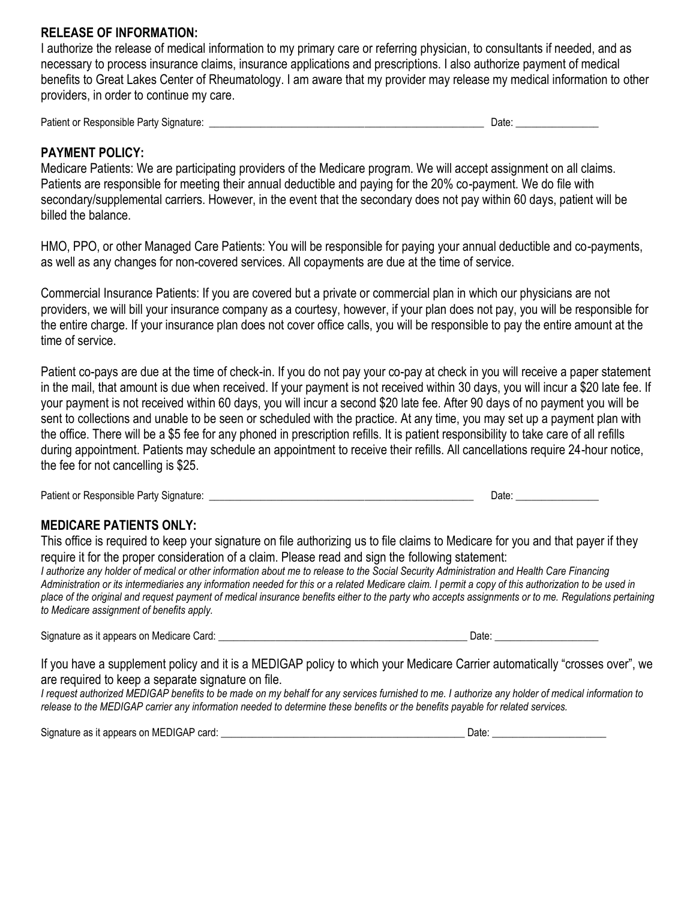**RELEASE OF INFORMATION:**

I authorize the release of medical information to my primary care or referring physician, to consultants if needed, and as necessary to process insurance claims, insurance applications and prescriptions. I also authorize payment of medical benefits to Great Lakes Center of Rheumatology. I am aware that my provider may release my medical information to other providers, in order to continue my care.

Patient or Responsible Party Signature: _______________________________________________________ Date: ________________

**PAYMENT POLICY:**

Medicare Patients: We are participating providers of the Medicare program. We will accept assignment on all claims. Patients are responsible for meeting their annual deductible and paying for the 20% co-payment. We do file with secondary/supplemental carriers. However, in the event that the secondary does not pay within 60 days, patient will be billed the balance.

HMO, PPO, or other Managed Care Patients: You will be responsible for paying your annual deductible and co-payments, as well as any changes for non-covered services. All copayments are due at the time of service.

Commercial Insurance Patients: If you are covered but a private or commercial plan in which our physicians are not providers, we will bill your insurance company as a courtesy, however, if your plan does not pay, you will be responsible for the entire charge. If your insurance plan does not cover office calls, you will be responsible to pay the entire amount at the time of service.

Patient co-pays are due at the time of check-in. If you do not pay your co-pay at check in you will receive a paper statement in the mail, that amount is due when received. If your payment is not received within 30 days, you will incur a $20 late fee. If your payment is not received within 60 days, you will incur a second $20 late fee. After 90 days of no payment you will be sent to collections and unable to be seen or scheduled with the practice. At any time, you may set up a payment plan with the office. There will be a $5 fee for any phoned in prescription refills. It is patient responsibility to take care of all refills during appointment. Patients may schedule an appointment to receive their refills. All cancellations require 24-hour notice, the fee for not cancelling is $25.

Patient or Responsible Party Signature: _____________________________________________________ Date: ________________

**MEDICARE PATIENTS ONLY:**

This office is required to keep your signature on file authorizing us to file claims to Medicare for you and that payer if they require it for the proper consideration of a claim. Please read and sign the following statement:

*I authorize any holder of medical or other information about me to release to the Social Security Administration and Health Care Financing Administration or its intermediaries any information needed for this or a related Medicare claim. I permit a copy of this authorization to be used in place of the original and request payment of medical insurance benefits either to the party who accepts assignments or to me. Regulations pertaining to Medicare assignment of benefits apply.*

Signature as it appears on Medicare Card: __________________________________________________ Date: ____________________

If you have a supplement policy and it is a MEDIGAP policy to which your Medicare Carrier automatically "crosses over", we are required to keep a separate signature on file.

*I request authorized MEDIGAP benefits to be made on my behalf for any services furnished to me. I authorize any holder of medical information to release to the MEDIGAP carrier any information needed to determine these benefits or the benefits payable for related services.*

Signature as it appears on MEDIGAP card: __________________________________________________ Date: ______________________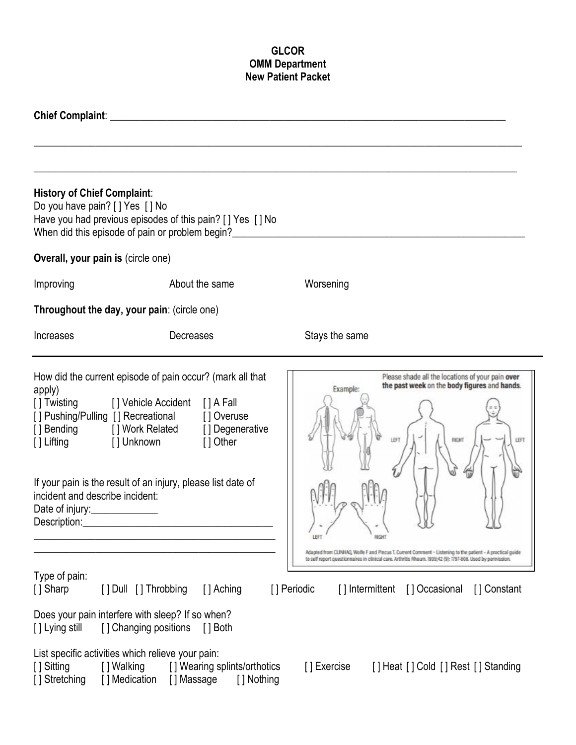**GLCOR**
**OMM Department**
**New Patient Packet**

**Chief Complaint**: ___________________________________________________________________________

_____________________________________________________________________________________________

_____________________________________________________________________________________________

**History of Chief Complaint**:
Do you have pain? [ ] Yes [ ] No
Have you had previous episodes of this pain? [ ] Yes [ ] No
When did this episode of pain or problem begin?_____________________________________________________

**Overall, your pain is** (circle one)

Improving  About the same  Worsening

**Throughout the day, your pain**: (circle one)

Increases  Decreases  Stays the same

---

How did the current episode of pain occur? (mark all that apply)
[ ] Twisting [ ] Vehicle Accident [ ] A Fall
[ ] Pushing/Pulling [ ] Recreational [ ] Overuse
[ ] Bending [ ] Work Related [ ] Degenerative
[ ] Lifting [ ] Unknown [ ] Other

If your pain is the result of an injury, please list date of incident and describe incident:
Date of injury:_____________
Description:_____________________________________
_______________________________________________
_______________________________________________

Please shade all the locations of your pain **over the past week** on the **body figures** and **hands**.

Example:

LEFT RIGHT LEFT

LEFT RIGHT

Adapted from CLINHAQ, Wolfe F and Pincus T. Current Comment – Listening to the patient – A practical guide to self report questionnaires in clinical care. Arthritis Rheum. 1999;42 (9): 1797-808. Used by permission.

Type of pain:
[ ] Sharp [ ] Dull [ ] Throbbing [ ] Aching [ ] Periodic [ ] Intermittent [ ] Occasional [ ] Constant

Does your pain interfere with sleep? If so when?
[ ] Lying still [ ] Changing positions [ ] Both

List specific activities which relieve your pain:
[ ] Sitting [ ] Walking [ ] Wearing splints/orthotics [ ] Exercise [ ] Heat [ ] Cold [ ] Rest [ ] Standing
[ ] Stretching [ ] Medication [ ] Massage [ ] Nothing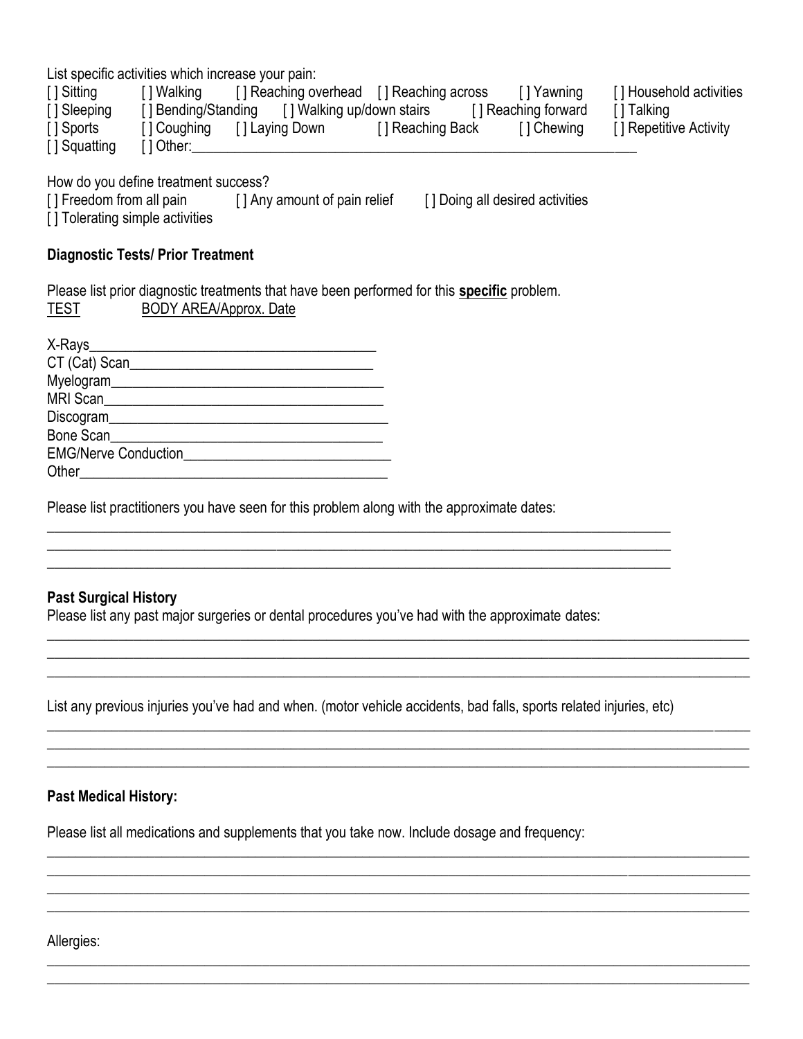List specific activities which increase your pain:

[ ] Sitting [ ] Walking [ ] Reaching overhead [ ] Reaching across [ ] Yawning [ ] Household activities
[ ] Sleeping [ ] Bending/Standing [ ] Walking up/down stairs [ ] Reaching forward [ ] Talking
[ ] Sports [ ] Coughing [ ] Laying Down [ ] Reaching Back [ ] Chewing [ ] Repetitive Activity
[ ] Squatting [ ] Other:_______________________________________________________________

How do you define treatment success?

[ ] Freedom from all pain [ ] Any amount of pain relief [ ] Doing all desired activities
[ ] Tolerating simple activities

**Diagnostic Tests/ Prior Treatment**

Please list prior diagnostic treatments that have been performed for this **specific** problem.

TEST BODY AREA/Approx. Date

X-Rays________________________________________
CT (Cat) Scan__________________________________
Myelogram_____________________________________
MRI Scan______________________________________
Discogram_____________________________________
Bone Scan_____________________________________
EMG/Nerve Conduction___________________________
Other_________________________________________

Please list practitioners you have seen for this problem along with the approximate dates:

___________________________________________________________________________________________
___________________________________________________________________________________________
___________________________________________________________________________________________

**Past Surgical History**

Please list any past major surgeries or dental procedures you've had with the approximate dates:

___________________________________________________________________________________________
___________________________________________________________________________________________
___________________________________________________________________________________________

List any previous injuries you've had and when. (motor vehicle accidents, bad falls, sports related injuries, etc)

___________________________________________________________________________________________
___________________________________________________________________________________________
___________________________________________________________________________________________

**Past Medical History:**

Please list all medications and supplements that you take now. Include dosage and frequency:

___________________________________________________________________________________________
___________________________________________________________________________________________
___________________________________________________________________________________________
___________________________________________________________________________________________

Allergies:

___________________________________________________________________________________________
___________________________________________________________________________________________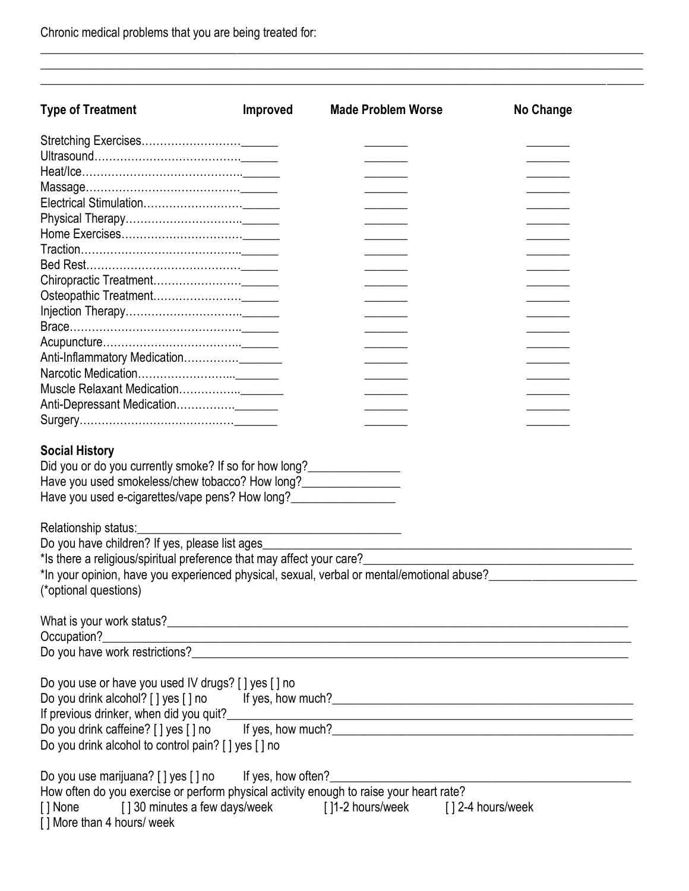Chronic medical problems that you are being treated for:

\_\_\_\_\_\_\_\_\_\_\_\_\_\_\_\_\_\_\_\_\_\_\_\_\_\_\_\_\_\_\_\_\_\_\_\_\_\_\_\_\_\_\_\_\_\_\_\_\_\_\_\_\_\_\_\_\_\_\_\_\_\_\_\_\_\_\_\_\_\_\_\_\_\_\_\_\_\_
\_\_\_\_\_\_\_\_\_\_\_\_\_\_\_\_\_\_\_\_\_\_\_\_\_\_\_\_\_\_\_\_\_\_\_\_\_\_\_\_\_\_\_\_\_\_\_\_\_\_\_\_\_\_\_\_\_\_\_\_\_\_\_\_\_\_\_\_\_\_\_\_\_\_\_\_\_\_
\_\_\_\_\_\_\_\_\_\_\_\_\_\_\_\_\_\_\_\_\_\_\_\_\_\_\_\_\_\_\_\_\_\_\_\_\_\_\_\_\_\_\_\_\_\_\_\_\_\_\_\_\_\_\_\_\_\_\_\_\_\_\_\_\_\_\_\_\_\_\_\_\_\_\_\_\_\_

| Type of Treatment | Improved | Made Problem Worse | No Change |
|---|---|---|---|
| Stretching Exercises | ______ | _______ | _______ |
| Ultrasound | ______ | _______ | _______ |
| Heat/Ice | ______ | _______ | _______ |
| Massage | ______ | _______ | _______ |
| Electrical Stimulation | ______ | _______ | _______ |
| Physical Therapy | ______ | _______ | _______ |
| Home Exercises | ______ | _______ | _______ |
| Traction | ______ | _______ | _______ |
| Bed Rest | ______ | _______ | _______ |
| Chiropractic Treatment | ______ | _______ | _______ |
| Osteopathic Treatment | ______ | _______ | _______ |
| Injection Therapy | ______ | _______ | _______ |
| Brace | ______ | _______ | _______ |
| Acupuncture | ______ | _______ | _______ |
| Anti-Inflammatory Medication | _______ | _______ | _______ |
| Narcotic Medication | _______ | _______ | _______ |
| Muscle Relaxant Medication | _______ | _______ | _______ |
| Anti-Depressant Medication | _______ | _______ | _______ |
| Surgery | _______ | _______ | _______ |

## Social History

Did you or do you currently smoke? If so for how long?_______________
Have you used smokeless/chew tobacco? How long?________________
Have you used e-cigarettes/vape pens? How long?_________________

Relationship status:____________________________________________
Do you have children? If yes, please list ages___________________________________________________________
*Is there a religious/spiritual preference that may affect your care?_____________________________________________
*In your opinion, have you experienced physical, sexual, verbal or mental/emotional abuse?_________________________
(*optional questions)

What is your work status?______________________________________________________________________________
Occupation?_________________________________________________________________________________________
Do you have work restrictions?__________________________________________________________________________

Do you use or have you used IV drugs? [ ] yes [ ] no
Do you drink alcohol? [ ] yes [ ] no If yes, how much?_________________________________________________
If previous drinker, when did you quit?___________________________________________________________________
Do you drink caffeine? [ ] yes [ ] no If yes, how much?_________________________________________________
Do you drink alcohol to control pain? [ ] yes [ ] no

Do you use marijuana? [ ] yes [ ] no If yes, how often?__________________________________________________
How often do you exercise or perform physical activity enough to raise your heart rate?
[ ] None [ ] 30 minutes a few days/week [ ]1-2 hours/week [ ] 2-4 hours/week
[ ] More than 4 hours/ week